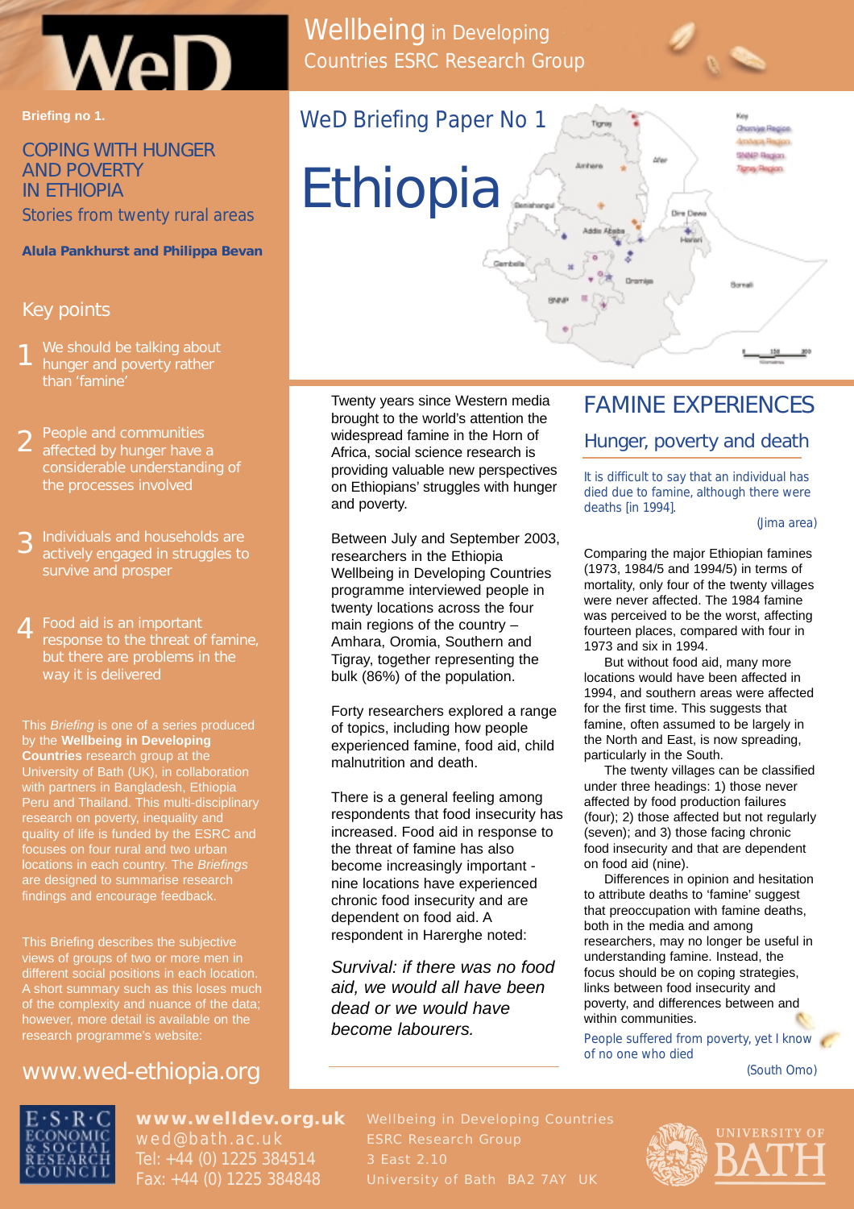# Wellbeing in Developing Countries ESRC Research Group

Briefing no 1.

## COPING WITH HUNGER AND POVERTY IN ETHIOPIA

Stories from twenty rural areas

**Alula Pankhurst and Philippa Bevan**

### Key points

1. We should be talking about hunger and poverty rather than 'famine'
2. People and communities affected by hunger have a considerable understanding of the processes involved
3. Individuals and households are actively engaged in struggles to survive and prosper
4. Food aid is an important response to the threat of famine, but there are problems in the way it is delivered

This *Briefing* is one of a series produced by the **Wellbeing in Developing Countries** research group at the University of Bath (UK), in collaboration with partners in Bangladesh, Ethiopia Peru and Thailand. This multi-disciplinary research on poverty, inequality and quality of life is funded by the ESRC and focuses on four rural and two urban locations in each country. The *Briefings* are designed to summarise research findings and encourage feedback.

This Briefing describes the subjective views of groups of two or more men in different social positions in each location. A short summary such as this loses much of the complexity and nuance of the data; however, more detail is available on the research programme's website:

www.wed-ethiopia.org

# WeD Briefing Paper No 1

# Ethiopia

Twenty years since Western media brought to the world's attention the widespread famine in the Horn of Africa, social science research is providing valuable new perspectives on Ethiopians' struggles with hunger and poverty.

Between July and September 2003, researchers in the Ethiopia Wellbeing in Developing Countries programme interviewed people in twenty locations across the four main regions of the country – Amhara, Oromia, Southern and Tigray, together representing the bulk (86%) of the population.

Forty researchers explored a range of topics, including how people experienced famine, food aid, child malnutrition and death.

There is a general feeling among respondents that food insecurity has increased. Food aid in response to the threat of famine has also become increasingly important - nine locations have experienced chronic food insecurity and are dependent on food aid. A respondent in Harerghe noted:

*Survival: if there was no food aid, we would all have been dead or we would have become labourers.*

## FAMINE EXPERIENCES

### Hunger, poverty and death

It is difficult to say that an individual has died due to famine, although there were deaths [in 1994].

(Jima area)

Comparing the major Ethiopian famines (1973, 1984/5 and 1994/5) in terms of mortality, only four of the twenty villages were never affected. The 1984 famine was perceived to be the worst, affecting fourteen places, compared with four in 1973 and six in 1994.

But without food aid, many more locations would have been affected in 1994, and southern areas were affected for the first time. This suggests that famine, often assumed to be largely in the North and East, is now spreading, particularly in the South.

The twenty villages can be classified under three headings: 1) those never affected by food production failures (four); 2) those affected but not regularly (seven); and 3) those facing chronic food insecurity and that are dependent on food aid (nine).

Differences in opinion and hesitation to attribute deaths to 'famine' suggest that preoccupation with famine deaths, both in the media and among researchers, may no longer be useful in understanding famine. Instead, the focus should be on coping strategies, links between food insecurity and poverty, and differences between and within communities.

People suffered from poverty, yet I know of no one who died

(South Omo)

**www.welldev.org.uk**
wed@bath.ac.uk
Tel: +44 (0) 1225 384514
Fax: +44 (0) 1225 384848

Wellbeing in Developing Countries
ESRC Research Group
3 East 2.10
University of Bath BA2 7AY UK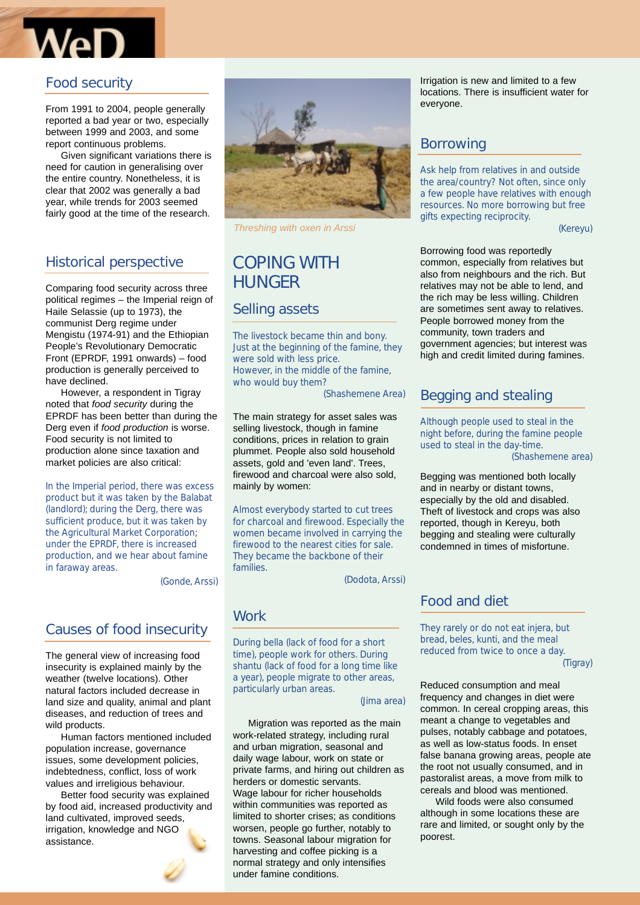## Food security

From 1991 to 2004, people generally reported a bad year or two, especially between 1999 and 2003, and some report continuous problems.

Given significant variations there is need for caution in generalising over the entire country. Nonetheless, it is clear that 2002 was generally a bad year, while trends for 2003 seemed fairly good at the time of the research.

## Historical perspective

Comparing food security across three political regimes – the Imperial reign of Haile Selassie (up to 1973), the communist Derg regime under Mengistu (1974-91) and the Ethiopian People's Revolutionary Democratic Front (EPRDF, 1991 onwards) – food production is generally perceived to have declined.

However, a respondent in Tigray noted that *food security* during the EPRDF has been better than during the Derg even if *food production* is worse. Food security is not limited to production alone since taxation and market policies are also critical:

In the Imperial period, there was excess product but it was taken by the Balabat (landlord); during the Derg, there was sufficient produce, but it was taken by the Agricultural Market Corporation; under the EPRDF, there is increased production, and we hear about famine in faraway areas.

(Gonde, Arssi)

## Causes of food insecurity

The general view of increasing food insecurity is explained mainly by the weather (twelve locations). Other natural factors included decrease in land size and quality, animal and plant diseases, and reduction of trees and wild products.

Human factors mentioned included population increase, governance issues, some development policies, indebtedness, conflict, loss of work values and irreligious behaviour.

Better food security was explained by food aid, increased productivity and land cultivated, improved seeds, irrigation, knowledge and NGO assistance.

*Threshing with oxen in Arssi*

# COPING WITH HUNGER

## Selling assets

The livestock became thin and bony. Just at the beginning of the famine, they were sold with less price. However, in the middle of the famine, who would buy them?

(Shashemene Area)

The main strategy for asset sales was selling livestock, though in famine conditions, prices in relation to grain plummet. People also sold household assets, gold and 'even land'. Trees, firewood and charcoal were also sold, mainly by women:

Almost everybody started to cut trees for charcoal and firewood. Especially the women became involved in carrying the firewood to the nearest cities for sale. They became the backbone of their families.

(Dodota, Arssi)

## Work

During bella (lack of food for a short time), people work for others. During shantu (lack of food for a long time like a year), people migrate to other areas, particularly urban areas.

(Jima area)

Migration was reported as the main work-related strategy, including rural and urban migration, seasonal and daily wage labour, work on state or private farms, and hiring out children as herders or domestic servants. Wage labour for richer households within communities was reported as limited to shorter crises; as conditions worsen, people go further, notably to towns. Seasonal labour migration for harvesting and coffee picking is a normal strategy and only intensifies under famine conditions.

Irrigation is new and limited to a few locations. There is insufficient water for everyone.

## Borrowing

Ask help from relatives in and outside the area/country? Not often, since only a few people have relatives with enough resources. No more borrowing but free gifts expecting reciprocity.

(Kereyu)

Borrowing food was reportedly common, especially from relatives but also from neighbours and the rich. But relatives may not be able to lend, and the rich may be less willing. Children are sometimes sent away to relatives. People borrowed money from the community, town traders and government agencies; but interest was high and credit limited during famines.

## Begging and stealing

Although people used to steal in the night before, during the famine people used to steal in the day-time.

(Shashemene area)

Begging was mentioned both locally and in nearby or distant towns, especially by the old and disabled. Theft of livestock and crops was also reported, though in Kereyu, both begging and stealing were culturally condemned in times of misfortune.

## Food and diet

They rarely or do not eat injera, but bread, beles, kunti, and the meal reduced from twice to once a day.

(Tigray)

Reduced consumption and meal frequency and changes in diet were common. In cereal cropping areas, this meant a change to vegetables and pulses, notably cabbage and potatoes, as well as low-status foods. In enset false banana growing areas, people ate the root not usually consumed, and in pastoralist areas, a move from milk to cereals and blood was mentioned.

Wild foods were also consumed although in some locations these are rare and limited, or sought only by the poorest.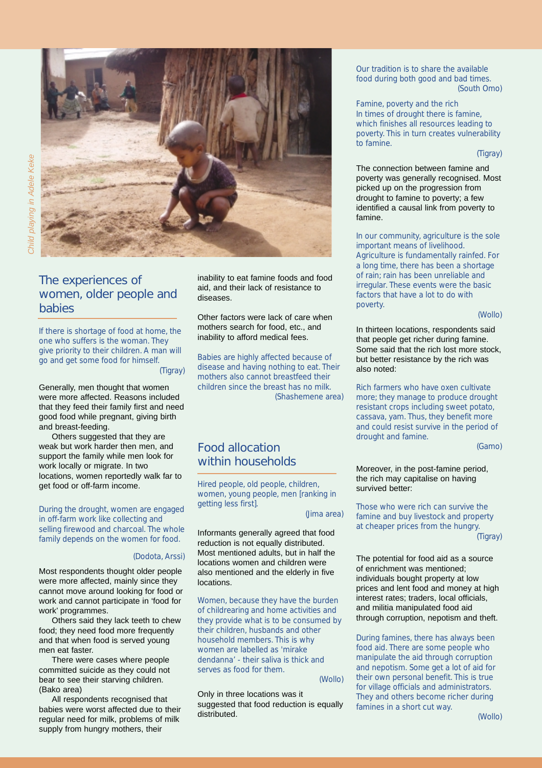Child playing in Adele Keke

## The experiences of women, older people and babies

*If there is shortage of food at home, the one who suffers is the woman. They give priority to their children. A man will go and get some food for himself.*
(Tigray)

Generally, men thought that women were more affected. Reasons included that they feed their family first and need good food while pregnant, giving birth and breast-feeding.

Others suggested that they are weak but work harder then men, and support the family while men look for work locally or migrate. In two locations, women reportedly walk far to get food or off-farm income.

*During the drought, women are engaged in off-farm work like collecting and selling firewood and charcoal. The whole family depends on the women for food.*
(Dodota, Arssi)

Most respondents thought older people were more affected, mainly since they cannot move around looking for food or work and cannot participate in 'food for work' programmes.

Others said they lack teeth to chew food; they need food more frequently and that when food is served young men eat faster.

There were cases where people committed suicide as they could not bear to see their starving children. (Bako area)

All respondents recognised that babies were worst affected due to their regular need for milk, problems of milk supply from hungry mothers, their inability to eat famine foods and food aid, and their lack of resistance to diseases.

Other factors were lack of care when mothers search for food, etc., and inability to afford medical fees.

*Babies are highly affected because of disease and having nothing to eat. Their mothers also cannot breastfeed their children since the breast has no milk.*
(Shashemene area)

## Food allocation within households

*Hired people, old people, children, women, young people, men [ranking in getting less first].*
(Jima area)

Informants generally agreed that food reduction is not equally distributed. Most mentioned adults, but in half the locations women and children were also mentioned and the elderly in five locations.

*Women, because they have the burden of childrearing and home activities and they provide what is to be consumed by their children, husbands and other household members. This is why women are labelled as 'mirake dendanna' - their saliva is thick and serves as food for them.*
(Wollo)

Only in three locations was it suggested that food reduction is equally distributed.

*Our tradition is to share the available food during both good and bad times.*
(South Omo)

*Famine, poverty and the rich*
*In times of drought there is famine, which finishes all resources leading to poverty. This in turn creates vulnerability to famine.*
(Tigray)

The connection between famine and poverty was generally recognised. Most picked up on the progression from drought to famine to poverty; a few identified a causal link from poverty to famine.

*In our community, agriculture is the sole important means of livelihood. Agriculture is fundamentally rainfed. For a long time, there has been a shortage of rain; rain has been unreliable and irregular. These events were the basic factors that have a lot to do with poverty.*
(Wollo)

In thirteen locations, respondents said that people get richer during famine. Some said that the rich lost more stock, but better resistance by the rich was also noted:

*Rich farmers who have oxen cultivate more; they manage to produce drought resistant crops including sweet potato, cassava, yam. Thus, they benefit more and could resist survive in the period of drought and famine.*
(Gamo)

Moreover, in the post-famine period, the rich may capitalise on having survived better:

*Those who were rich can survive the famine and buy livestock and property at cheaper prices from the hungry.*
(Tigray)

The potential for food aid as a source of enrichment was mentioned; individuals bought property at low prices and lent food and money at high interest rates; traders, local officials, and militia manipulated food aid through corruption, nepotism and theft.

*During famines, there has always been food aid. There are some people who manipulate the aid through corruption and nepotism. Some get a lot of aid for their own personal benefit. This is true for village officials and administrators. They and others become richer during famines in a short cut way.*
(Wollo)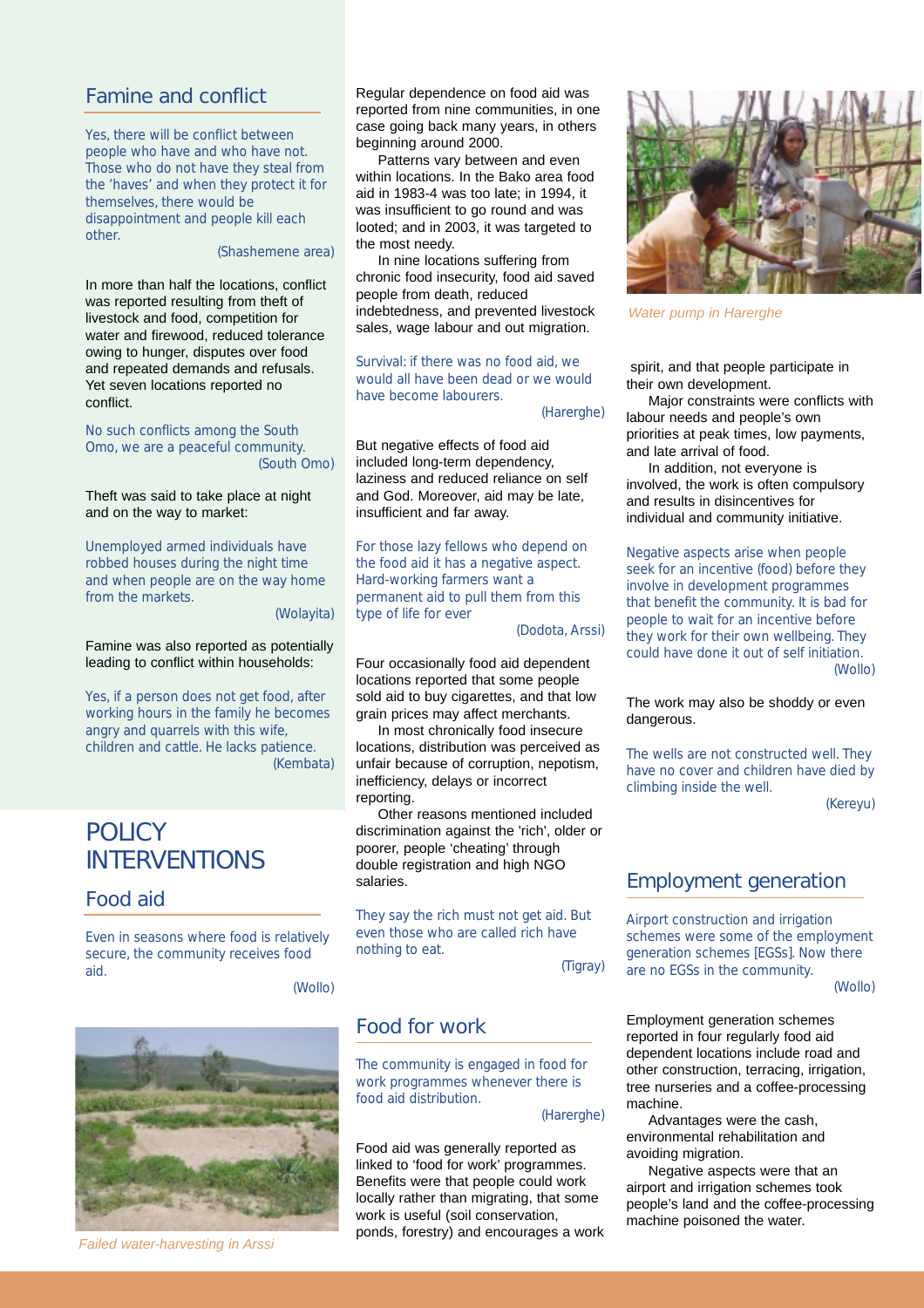## Famine and conflict

*Yes, there will be conflict between people who have and who have not. Those who do not have they steal from the 'haves' and when they protect it for themselves, there would be disappointment and people kill each other.*

(Shashemene area)

In more than half the locations, conflict was reported resulting from theft of livestock and food, competition for water and firewood, reduced tolerance owing to hunger, disputes over food and repeated demands and refusals. Yet seven locations reported no conflict.

*No such conflicts among the South Omo, we are a peaceful community.*

(South Omo)

Theft was said to take place at night and on the way to market:

*Unemployed armed individuals have robbed houses during the night time and when people are on the way home from the markets.*

(Wolayita)

Famine was also reported as potentially leading to conflict within households:

*Yes, if a person does not get food, after working hours in the family he becomes angry and quarrels with this wife, children and cattle. He lacks patience.*

(Kembata)

# POLICY INTERVENTIONS

## Food aid

*Even in seasons where food is relatively secure, the community receives food aid.*

(Wollo)

Failed water-harvesting in Arssi

Regular dependence on food aid was reported from nine communities, in one case going back many years, in others beginning around 2000.

Patterns vary between and even within locations. In the Bako area food aid in 1983-4 was too late; in 1994, it was insufficient to go round and was looted; and in 2003, it was targeted to the most needy.

In nine locations suffering from chronic food insecurity, food aid saved people from death, reduced indebtedness, and prevented livestock sales, wage labour and out migration.

*Survival: if there was no food aid, we would all have been dead or we would have become labourers.*

(Harerghe)

But negative effects of food aid included long-term dependency, laziness and reduced reliance on self and God. Moreover, aid may be late, insufficient and far away.

*For those lazy fellows who depend on the food aid it has a negative aspect. Hard-working farmers want a permanent aid to pull them from this type of life for ever*

(Dodota, Arssi)

Four occasionally food aid dependent locations reported that some people sold aid to buy cigarettes, and that low grain prices may affect merchants.

In most chronically food insecure locations, distribution was perceived as unfair because of corruption, nepotism, inefficiency, delays or incorrect reporting.

Other reasons mentioned included discrimination against the 'rich', older or poorer, people 'cheating' through double registration and high NGO salaries.

*They say the rich must not get aid. But even those who are called rich have nothing to eat.*

(Tigray)

## Food for work

*The community is engaged in food for work programmes whenever there is food aid distribution.*

(Harerghe)

Food aid was generally reported as linked to 'food for work' programmes. Benefits were that people could work locally rather than migrating, that some work is useful (soil conservation, ponds, forestry) and encourages a work spirit, and that people participate in their own development.

Water pump in Harerghe

Major constraints were conflicts with labour needs and people's own priorities at peak times, low payments, and late arrival of food.

In addition, not everyone is involved, the work is often compulsory and results in disincentives for individual and community initiative.

*Negative aspects arise when people seek for an incentive (food) before they involve in development programmes that benefit the community. It is bad for people to wait for an incentive before they work for their own wellbeing. They could have done it out of self initiation.*

(Wollo)

The work may also be shoddy or even dangerous.

*The wells are not constructed well. They have no cover and children have died by climbing inside the well.*

(Kereyu)

## Employment generation

*Airport construction and irrigation schemes were some of the employment generation schemes [EGSs]. Now there are no EGSs in the community.*

(Wollo)

Employment generation schemes reported in four regularly food aid dependent locations include road and other construction, terracing, irrigation, tree nurseries and a coffee-processing machine.

Advantages were the cash, environmental rehabilitation and avoiding migration.

Negative aspects were that an airport and irrigation schemes took people's land and the coffee-processing machine poisoned the water.